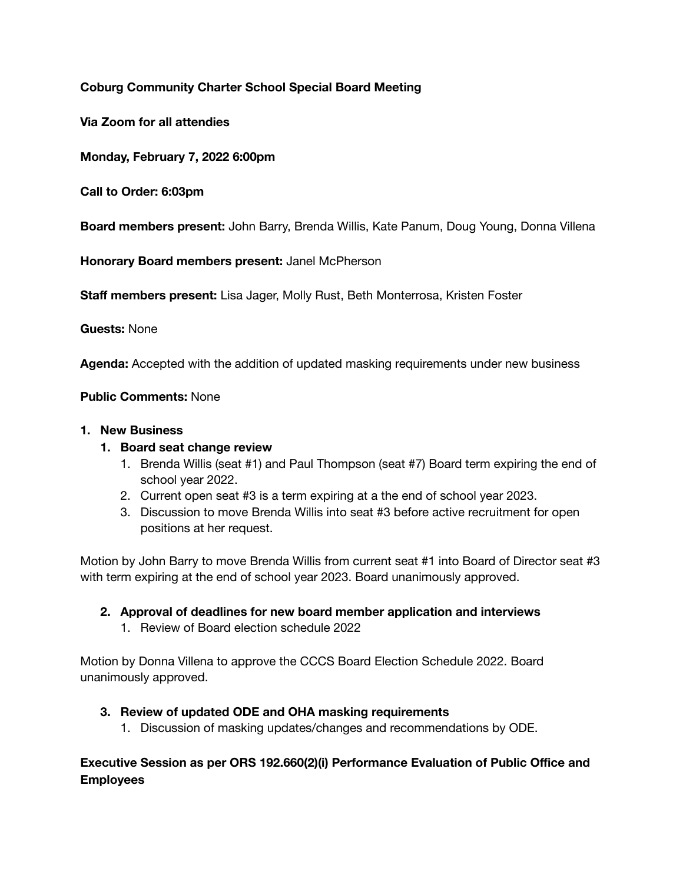**Coburg Community Charter School Special Board Meeting**

**Via Zoom for all attendies**

**Monday, February 7, 2022 6:00pm**

**Call to Order: 6:03pm**

**Board members present:** John Barry, Brenda Willis, Kate Panum, Doug Young, Donna Villena

**Honorary Board members present:** Janel McPherson

**Staff members present:** Lisa Jager, Molly Rust, Beth Monterrosa, Kristen Foster

**Guests:** None

**Agenda:** Accepted with the addition of updated masking requirements under new business

**Public Comments:** None

1. **New Business**
   1. **Board seat change review**
      1. Brenda Willis (seat #1) and Paul Thompson (seat #7) Board term expiring the end of school year 2022.
      2. Current open seat #3 is a term expiring at a the end of school year 2023.
      3. Discussion to move Brenda Willis into seat #3 before active recruitment for open positions at her request.

Motion by John Barry to move Brenda Willis from current seat #1 into Board of Director seat #3 with term expiring at the end of school year 2023. Board unanimously approved.

   2. **Approval of deadlines for new board member application and interviews**
      1. Review of Board election schedule 2022

Motion by Donna Villena to approve the CCCS Board Election Schedule 2022. Board unanimously approved.

   3. **Review of updated ODE and OHA masking requirements**
      1. Discussion of masking updates/changes and recommendations by ODE.

**Executive Session as per ORS 192.660(2)(i) Performance Evaluation of Public Office and Employees**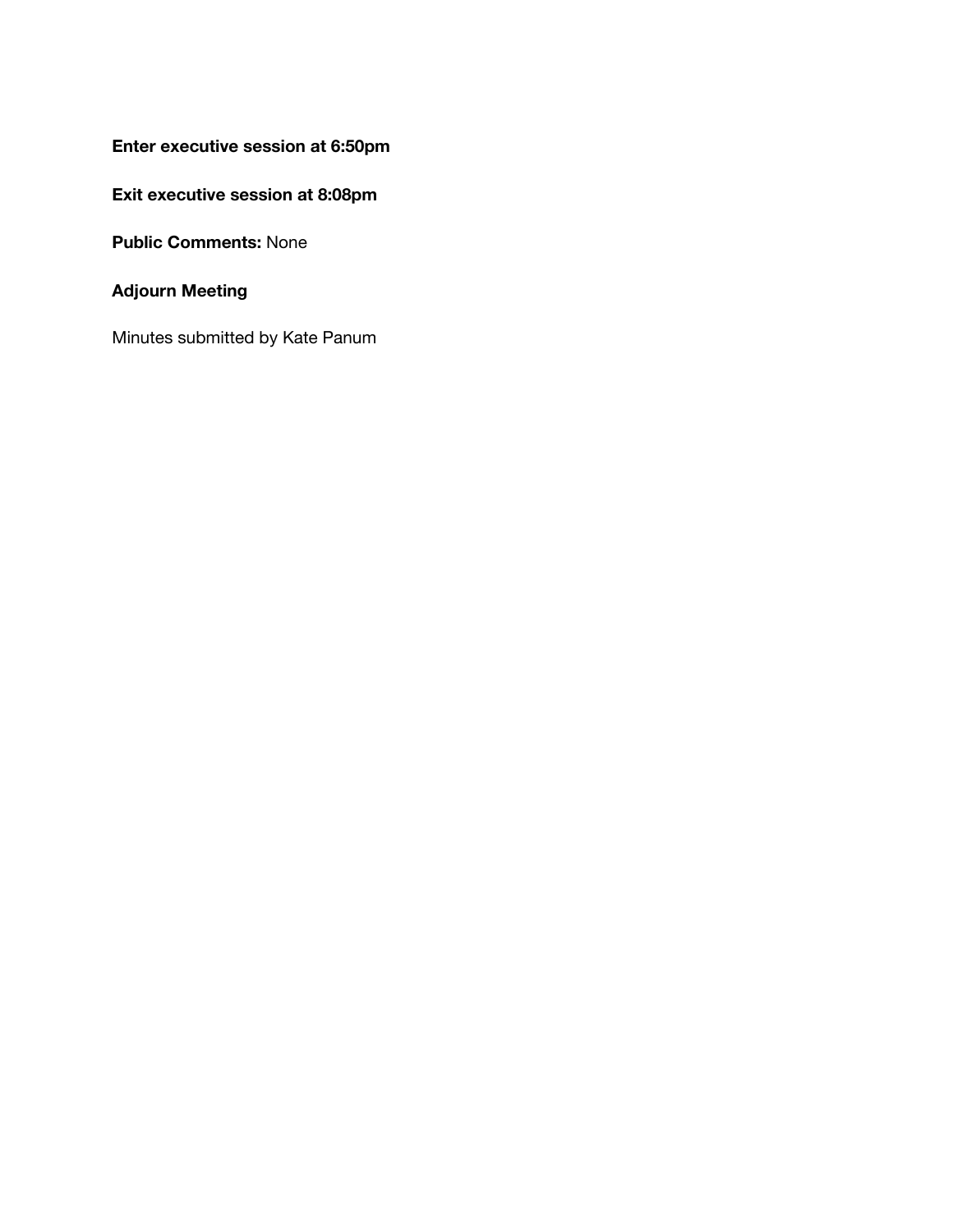**Enter executive session at 6:50pm**

**Exit executive session at 8:08pm**

**Public Comments:** None

**Adjourn Meeting**

Minutes submitted by Kate Panum